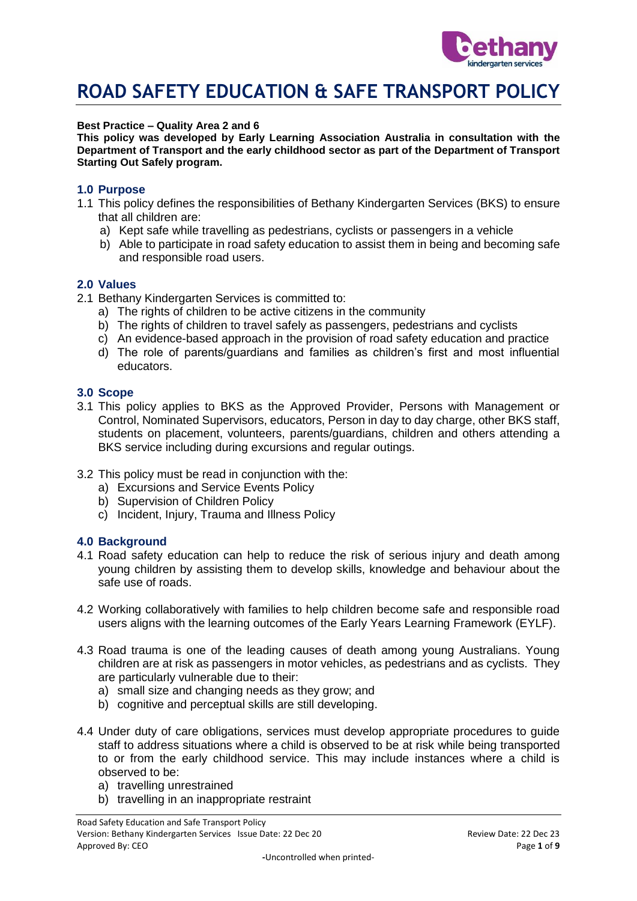# ROAD SAFETY EDUCATION & SAFE TRANSPORT POLICY

**Best Practice – Quality Area 2 and 6**
**This policy was developed by Early Learning Association Australia in consultation with the Department of Transport and the early childhood sector as part of the Department of Transport Starting Out Safely program.**

## 1.0 Purpose

1.1 This policy defines the responsibilities of Bethany Kindergarten Services (BKS) to ensure that all children are:

a) Kept safe while travelling as pedestrians, cyclists or passengers in a vehicle
b) Able to participate in road safety education to assist them in being and becoming safe and responsible road users.

## 2.0 Values

2.1 Bethany Kindergarten Services is committed to:

a) The rights of children to be active citizens in the community
b) The rights of children to travel safely as passengers, pedestrians and cyclists
c) An evidence-based approach in the provision of road safety education and practice
d) The role of parents/guardians and families as children's first and most influential educators.

## 3.0 Scope

3.1 This policy applies to BKS as the Approved Provider, Persons with Management or Control, Nominated Supervisors, educators, Person in day to day charge, other BKS staff, students on placement, volunteers, parents/guardians, children and others attending a BKS service including during excursions and regular outings.

3.2 This policy must be read in conjunction with the:

a) Excursions and Service Events Policy
b) Supervision of Children Policy
c) Incident, Injury, Trauma and Illness Policy

## 4.0 Background

4.1 Road safety education can help to reduce the risk of serious injury and death among young children by assisting them to develop skills, knowledge and behaviour about the safe use of roads.

4.2 Working collaboratively with families to help children become safe and responsible road users aligns with the learning outcomes of the Early Years Learning Framework (EYLF).

4.3 Road trauma is one of the leading causes of death among young Australians. Young children are at risk as passengers in motor vehicles, as pedestrians and as cyclists. They are particularly vulnerable due to their:

a) small size and changing needs as they grow; and
b) cognitive and perceptual skills are still developing.

4.4 Under duty of care obligations, services must develop appropriate procedures to guide staff to address situations where a child is observed to be at risk while being transported to or from the early childhood service. This may include instances where a child is observed to be:

a) travelling unrestrained
b) travelling in an inappropriate restraint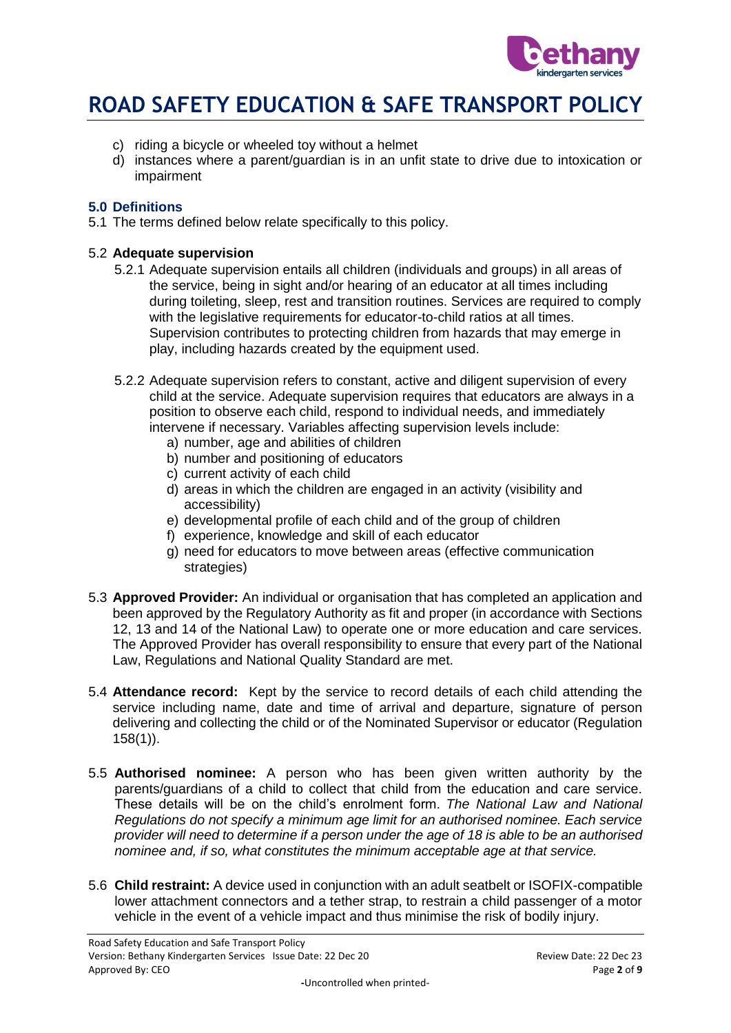c) riding a bicycle or wheeled toy without a helmet
d) instances where a parent/guardian is in an unfit state to drive due to intoxication or impairment

### 5.0 Definitions

5.1 The terms defined below relate specifically to this policy.

5.2 **Adequate supervision**

5.2.1 Adequate supervision entails all children (individuals and groups) in all areas of the service, being in sight and/or hearing of an educator at all times including during toileting, sleep, rest and transition routines. Services are required to comply with the legislative requirements for educator-to-child ratios at all times. Supervision contributes to protecting children from hazards that may emerge in play, including hazards created by the equipment used.

5.2.2 Adequate supervision refers to constant, active and diligent supervision of every child at the service. Adequate supervision requires that educators are always in a position to observe each child, respond to individual needs, and immediately intervene if necessary. Variables affecting supervision levels include:

a) number, age and abilities of children
b) number and positioning of educators
c) current activity of each child
d) areas in which the children are engaged in an activity (visibility and accessibility)
e) developmental profile of each child and of the group of children
f) experience, knowledge and skill of each educator
g) need for educators to move between areas (effective communication strategies)

5.3 **Approved Provider:** An individual or organisation that has completed an application and been approved by the Regulatory Authority as fit and proper (in accordance with Sections 12, 13 and 14 of the National Law) to operate one or more education and care services. The Approved Provider has overall responsibility to ensure that every part of the National Law, Regulations and National Quality Standard are met.

5.4 **Attendance record:** Kept by the service to record details of each child attending the service including name, date and time of arrival and departure, signature of person delivering and collecting the child or of the Nominated Supervisor or educator (Regulation 158(1)).

5.5 **Authorised nominee:** A person who has been given written authority by the parents/guardians of a child to collect that child from the education and care service. These details will be on the child's enrolment form. *The National Law and National Regulations do not specify a minimum age limit for an authorised nominee. Each service provider will need to determine if a person under the age of 18 is able to be an authorised nominee and, if so, what constitutes the minimum acceptable age at that service.*

5.6 **Child restraint:** A device used in conjunction with an adult seatbelt or ISOFIX-compatible lower attachment connectors and a tether strap, to restrain a child passenger of a motor vehicle in the event of a vehicle impact and thus minimise the risk of bodily injury.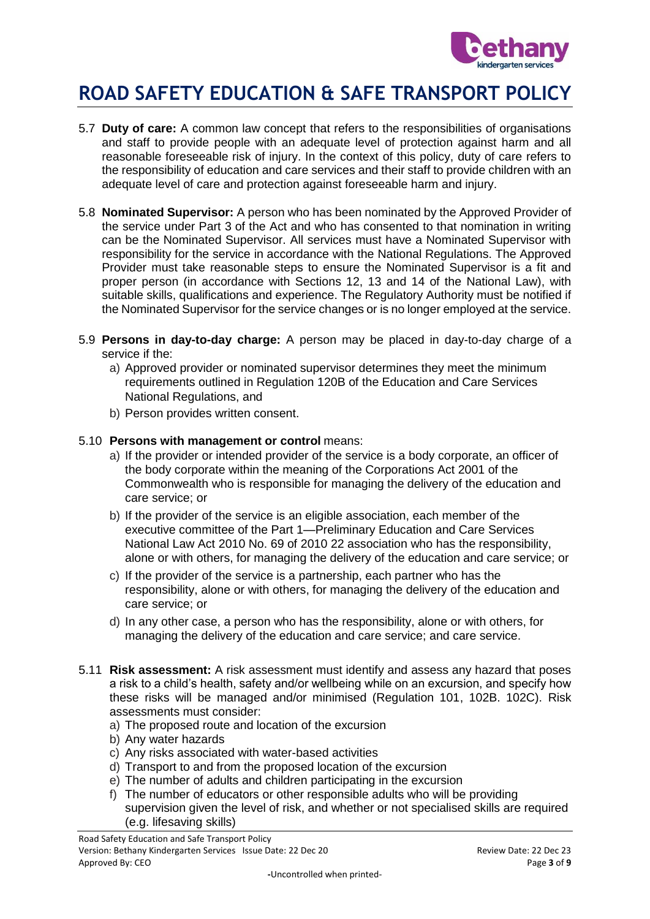- 5.7 **Duty of care:** A common law concept that refers to the responsibilities of organisations and staff to provide people with an adequate level of protection against harm and all reasonable foreseeable risk of injury. In the context of this policy, duty of care refers to the responsibility of education and care services and their staff to provide children with an adequate level of care and protection against foreseeable harm and injury.

- 5.8 **Nominated Supervisor:** A person who has been nominated by the Approved Provider of the service under Part 3 of the Act and who has consented to that nomination in writing can be the Nominated Supervisor. All services must have a Nominated Supervisor with responsibility for the service in accordance with the National Regulations. The Approved Provider must take reasonable steps to ensure the Nominated Supervisor is a fit and proper person (in accordance with Sections 12, 13 and 14 of the National Law), with suitable skills, qualifications and experience. The Regulatory Authority must be notified if the Nominated Supervisor for the service changes or is no longer employed at the service.

- 5.9 **Persons in day-to-day charge:** A person may be placed in day-to-day charge of a service if the:
  - a) Approved provider or nominated supervisor determines they meet the minimum requirements outlined in Regulation 120B of the Education and Care Services National Regulations, and
  - b) Person provides written consent.

- 5.10 **Persons with management or control** means:
  - a) If the provider or intended provider of the service is a body corporate, an officer of the body corporate within the meaning of the Corporations Act 2001 of the Commonwealth who is responsible for managing the delivery of the education and care service; or
  - b) If the provider of the service is an eligible association, each member of the executive committee of the Part 1—Preliminary Education and Care Services National Law Act 2010 No. 69 of 2010 22 association who has the responsibility, alone or with others, for managing the delivery of the education and care service; or
  - c) If the provider of the service is a partnership, each partner who has the responsibility, alone or with others, for managing the delivery of the education and care service; or
  - d) In any other case, a person who has the responsibility, alone or with others, for managing the delivery of the education and care service; and care service.

- 5.11 **Risk assessment:** A risk assessment must identify and assess any hazard that poses a risk to a child's health, safety and/or wellbeing while on an excursion, and specify how these risks will be managed and/or minimised (Regulation 101, 102B. 102C). Risk assessments must consider:
  - a) The proposed route and location of the excursion
  - b) Any water hazards
  - c) Any risks associated with water-based activities
  - d) Transport to and from the proposed location of the excursion
  - e) The number of adults and children participating in the excursion
  - f) The number of educators or other responsible adults who will be providing supervision given the level of risk, and whether or not specialised skills are required (e.g. lifesaving skills)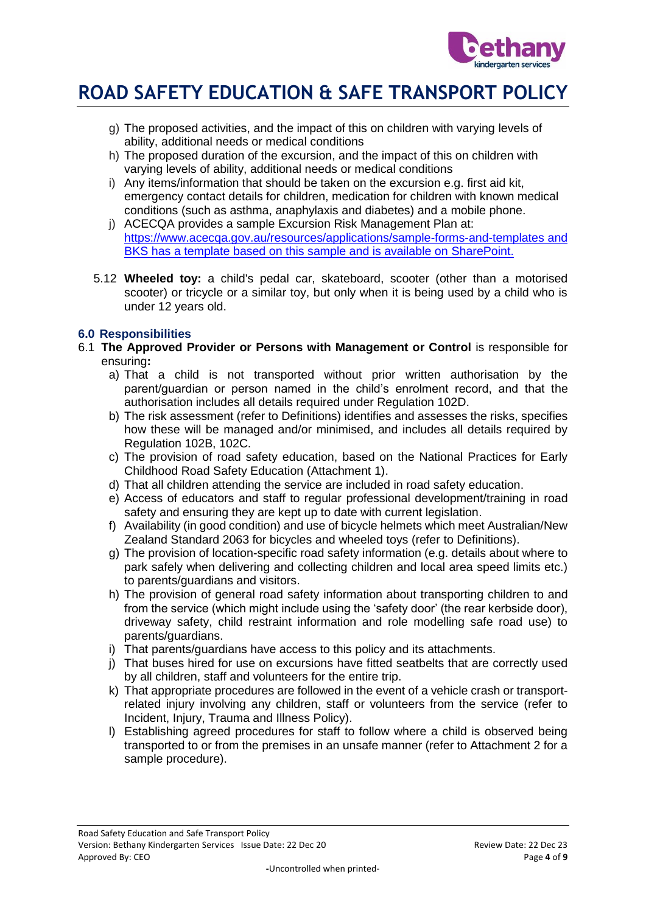g) The proposed activities, and the impact of this on children with varying levels of ability, additional needs or medical conditions
h) The proposed duration of the excursion, and the impact of this on children with varying levels of ability, additional needs or medical conditions
i) Any items/information that should be taken on the excursion e.g. first aid kit, emergency contact details for children, medication for children with known medical conditions (such as asthma, anaphylaxis and diabetes) and a mobile phone.
j) ACECQA provides a sample Excursion Risk Management Plan at: https://www.acecqa.gov.au/resources/applications/sample-forms-and-templates and BKS has a template based on this sample and is available on SharePoint.

5.12 **Wheeled toy:** a child's pedal car, skateboard, scooter (other than a motorised scooter) or tricycle or a similar toy, but only when it is being used by a child who is under 12 years old.

### 6.0 Responsibilities

6.1 **The Approved Provider or Persons with Management or Control** is responsible for ensuring**:**

a) That a child is not transported without prior written authorisation by the parent/guardian or person named in the child's enrolment record, and that the authorisation includes all details required under Regulation 102D.
b) The risk assessment (refer to Definitions) identifies and assesses the risks, specifies how these will be managed and/or minimised, and includes all details required by Regulation 102B, 102C.
c) The provision of road safety education, based on the National Practices for Early Childhood Road Safety Education (Attachment 1).
d) That all children attending the service are included in road safety education.
e) Access of educators and staff to regular professional development/training in road safety and ensuring they are kept up to date with current legislation.
f) Availability (in good condition) and use of bicycle helmets which meet Australian/New Zealand Standard 2063 for bicycles and wheeled toys (refer to Definitions).
g) The provision of location-specific road safety information (e.g. details about where to park safely when delivering and collecting children and local area speed limits etc.) to parents/guardians and visitors.
h) The provision of general road safety information about transporting children to and from the service (which might include using the 'safety door' (the rear kerbside door), driveway safety, child restraint information and role modelling safe road use) to parents/guardians.
i) That parents/guardians have access to this policy and its attachments.
j) That buses hired for use on excursions have fitted seatbelts that are correctly used by all children, staff and volunteers for the entire trip.
k) That appropriate procedures are followed in the event of a vehicle crash or transport-related injury involving any children, staff or volunteers from the service (refer to Incident, Injury, Trauma and Illness Policy).
l) Establishing agreed procedures for staff to follow where a child is observed being transported to or from the premises in an unsafe manner (refer to Attachment 2 for a sample procedure).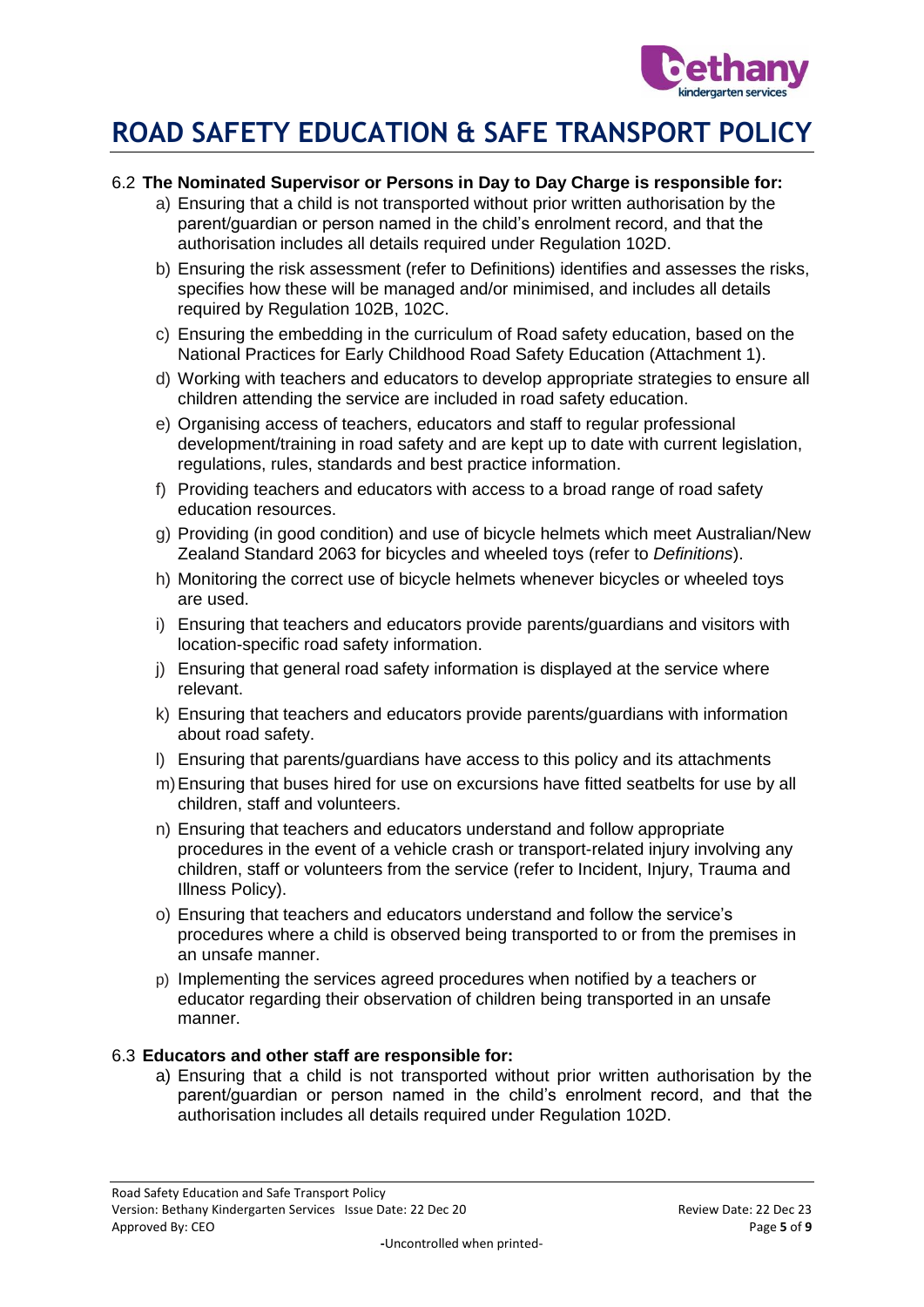# ROAD SAFETY EDUCATION & SAFE TRANSPORT POLICY

6.2 **The Nominated Supervisor or Persons in Day to Day Charge is responsible for:**

a) Ensuring that a child is not transported without prior written authorisation by the parent/guardian or person named in the child's enrolment record, and that the authorisation includes all details required under Regulation 102D.

b) Ensuring the risk assessment (refer to Definitions) identifies and assesses the risks, specifies how these will be managed and/or minimised, and includes all details required by Regulation 102B, 102C.

c) Ensuring the embedding in the curriculum of Road safety education, based on the National Practices for Early Childhood Road Safety Education (Attachment 1).

d) Working with teachers and educators to develop appropriate strategies to ensure all children attending the service are included in road safety education.

e) Organising access of teachers, educators and staff to regular professional development/training in road safety and are kept up to date with current legislation, regulations, rules, standards and best practice information.

f) Providing teachers and educators with access to a broad range of road safety education resources.

g) Providing (in good condition) and use of bicycle helmets which meet Australian/New Zealand Standard 2063 for bicycles and wheeled toys (refer to *Definitions*).

h) Monitoring the correct use of bicycle helmets whenever bicycles or wheeled toys are used.

i) Ensuring that teachers and educators provide parents/guardians and visitors with location-specific road safety information.

j) Ensuring that general road safety information is displayed at the service where relevant.

k) Ensuring that teachers and educators provide parents/guardians with information about road safety.

l) Ensuring that parents/guardians have access to this policy and its attachments

m) Ensuring that buses hired for use on excursions have fitted seatbelts for use by all children, staff and volunteers.

n) Ensuring that teachers and educators understand and follow appropriate procedures in the event of a vehicle crash or transport-related injury involving any children, staff or volunteers from the service (refer to Incident, Injury, Trauma and Illness Policy).

o) Ensuring that teachers and educators understand and follow the service's procedures where a child is observed being transported to or from the premises in an unsafe manner.

p) Implementing the services agreed procedures when notified by a teachers or educator regarding their observation of children being transported in an unsafe manner.

6.3 **Educators and other staff are responsible for:**

a) Ensuring that a child is not transported without prior written authorisation by the parent/guardian or person named in the child's enrolment record, and that the authorisation includes all details required under Regulation 102D.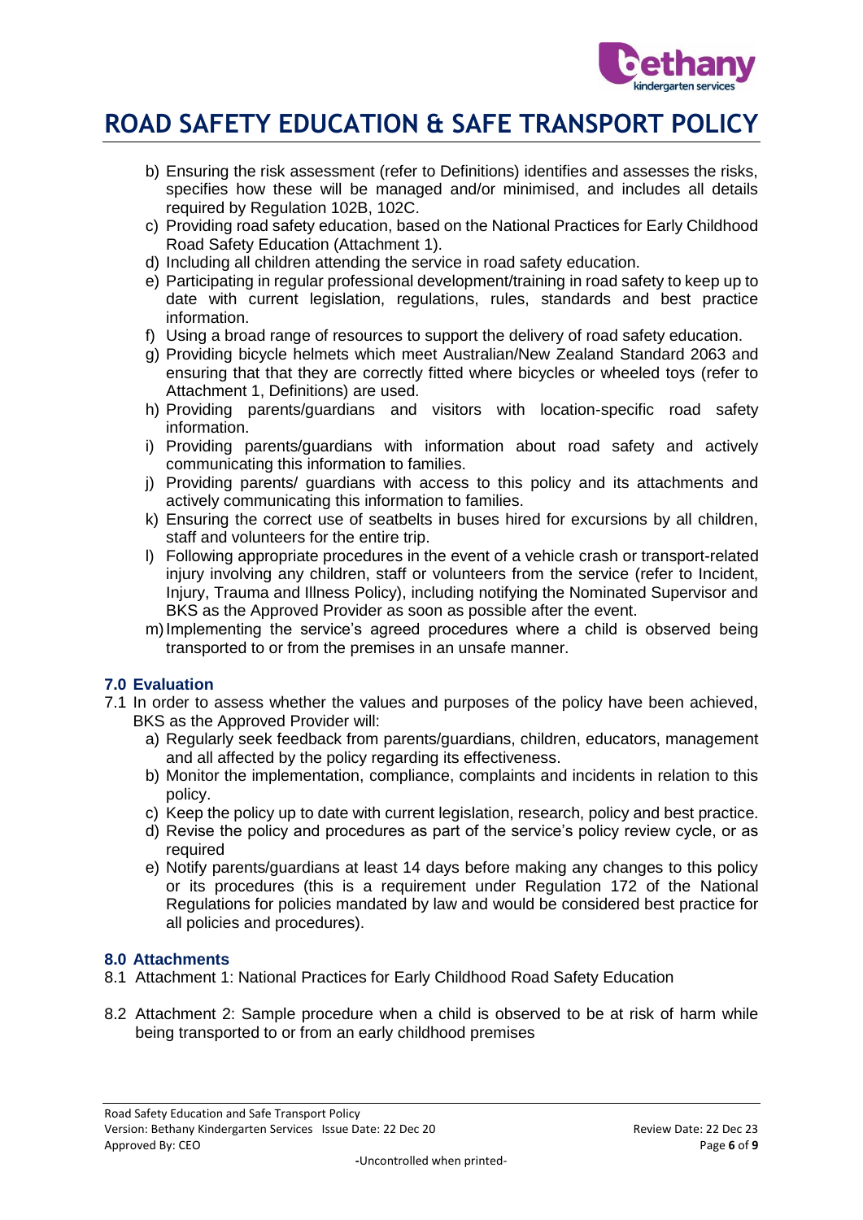# ROAD SAFETY EDUCATION & SAFE TRANSPORT POLICY

b) Ensuring the risk assessment (refer to Definitions) identifies and assesses the risks, specifies how these will be managed and/or minimised, and includes all details required by Regulation 102B, 102C.

c) Providing road safety education, based on the National Practices for Early Childhood Road Safety Education (Attachment 1).

d) Including all children attending the service in road safety education.

e) Participating in regular professional development/training in road safety to keep up to date with current legislation, regulations, rules, standards and best practice information.

f) Using a broad range of resources to support the delivery of road safety education.

g) Providing bicycle helmets which meet Australian/New Zealand Standard 2063 and ensuring that that they are correctly fitted where bicycles or wheeled toys (refer to Attachment 1, Definitions) are used.

h) Providing parents/guardians and visitors with location-specific road safety information.

i) Providing parents/guardians with information about road safety and actively communicating this information to families.

j) Providing parents/ guardians with access to this policy and its attachments and actively communicating this information to families.

k) Ensuring the correct use of seatbelts in buses hired for excursions by all children, staff and volunteers for the entire trip.

l) Following appropriate procedures in the event of a vehicle crash or transport-related injury involving any children, staff or volunteers from the service (refer to Incident, Injury, Trauma and Illness Policy), including notifying the Nominated Supervisor and BKS as the Approved Provider as soon as possible after the event.

m) Implementing the service's agreed procedures where a child is observed being transported to or from the premises in an unsafe manner.

## 7.0 Evaluation

7.1 In order to assess whether the values and purposes of the policy have been achieved, BKS as the Approved Provider will:

a) Regularly seek feedback from parents/guardians, children, educators, management and all affected by the policy regarding its effectiveness.

b) Monitor the implementation, compliance, complaints and incidents in relation to this policy.

c) Keep the policy up to date with current legislation, research, policy and best practice.

d) Revise the policy and procedures as part of the service's policy review cycle, or as required

e) Notify parents/guardians at least 14 days before making any changes to this policy or its procedures (this is a requirement under Regulation 172 of the National Regulations for policies mandated by law and would be considered best practice for all policies and procedures).

## 8.0 Attachments

8.1 Attachment 1: National Practices for Early Childhood Road Safety Education

8.2 Attachment 2: Sample procedure when a child is observed to be at risk of harm while being transported to or from an early childhood premises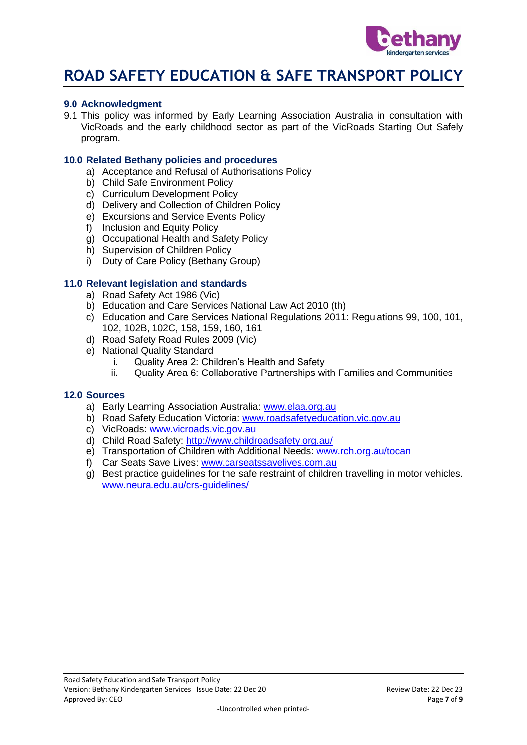# ROAD SAFETY EDUCATION & SAFE TRANSPORT POLICY

## 9.0 Acknowledgment

9.1 This policy was informed by Early Learning Association Australia in consultation with VicRoads and the early childhood sector as part of the VicRoads Starting Out Safely program.

## 10.0 Related Bethany policies and procedures

a) Acceptance and Refusal of Authorisations Policy
b) Child Safe Environment Policy
c) Curriculum Development Policy
d) Delivery and Collection of Children Policy
e) Excursions and Service Events Policy
f) Inclusion and Equity Policy
g) Occupational Health and Safety Policy
h) Supervision of Children Policy
i) Duty of Care Policy (Bethany Group)

## 11.0 Relevant legislation and standards

a) Road Safety Act 1986 (Vic)
b) Education and Care Services National Law Act 2010 (th)
c) Education and Care Services National Regulations 2011: Regulations 99, 100, 101, 102, 102B, 102C, 158, 159, 160, 161
d) Road Safety Road Rules 2009 (Vic)
e) National Quality Standard
   i. Quality Area 2: Children's Health and Safety
   ii. Quality Area 6: Collaborative Partnerships with Families and Communities

## 12.0 Sources

a) Early Learning Association Australia: www.elaa.org.au
b) Road Safety Education Victoria: www.roadsafetyeducation.vic.gov.au
c) VicRoads: www.vicroads.vic.gov.au
d) Child Road Safety: http://www.childroadsafety.org.au/
e) Transportation of Children with Additional Needs: www.rch.org.au/tocan
f) Car Seats Save Lives: www.carseatssavelives.com.au
g) Best practice guidelines for the safe restraint of children travelling in motor vehicles. www.neura.edu.au/crs-guidelines/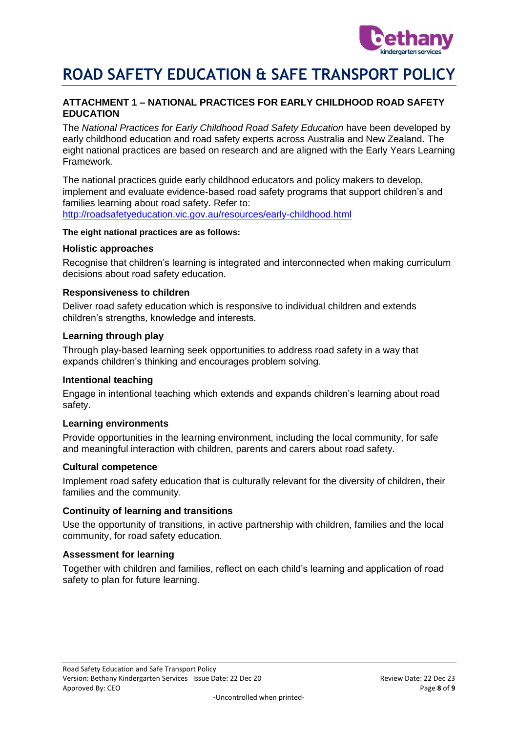# ROAD SAFETY EDUCATION & SAFE TRANSPORT POLICY

## ATTACHMENT 1 – NATIONAL PRACTICES FOR EARLY CHILDHOOD ROAD SAFETY EDUCATION

The *National Practices for Early Childhood Road Safety Education* have been developed by early childhood education and road safety experts across Australia and New Zealand. The eight national practices are based on research and are aligned with the Early Years Learning Framework.

The national practices guide early childhood educators and policy makers to develop, implement and evaluate evidence-based road safety programs that support children's and families learning about road safety. Refer to: http://roadsafetyeducation.vic.gov.au/resources/early-childhood.html

**The eight national practices are as follows:**

### Holistic approaches

Recognise that children's learning is integrated and interconnected when making curriculum decisions about road safety education.

### Responsiveness to children

Deliver road safety education which is responsive to individual children and extends children's strengths, knowledge and interests.

### Learning through play

Through play-based learning seek opportunities to address road safety in a way that expands children's thinking and encourages problem solving.

### Intentional teaching

Engage in intentional teaching which extends and expands children's learning about road safety.

### Learning environments

Provide opportunities in the learning environment, including the local community, for safe and meaningful interaction with children, parents and carers about road safety.

### Cultural competence

Implement road safety education that is culturally relevant for the diversity of children, their families and the community.

### Continuity of learning and transitions

Use the opportunity of transitions, in active partnership with children, families and the local community, for road safety education.

### Assessment for learning

Together with children and families, reflect on each child's learning and application of road safety to plan for future learning.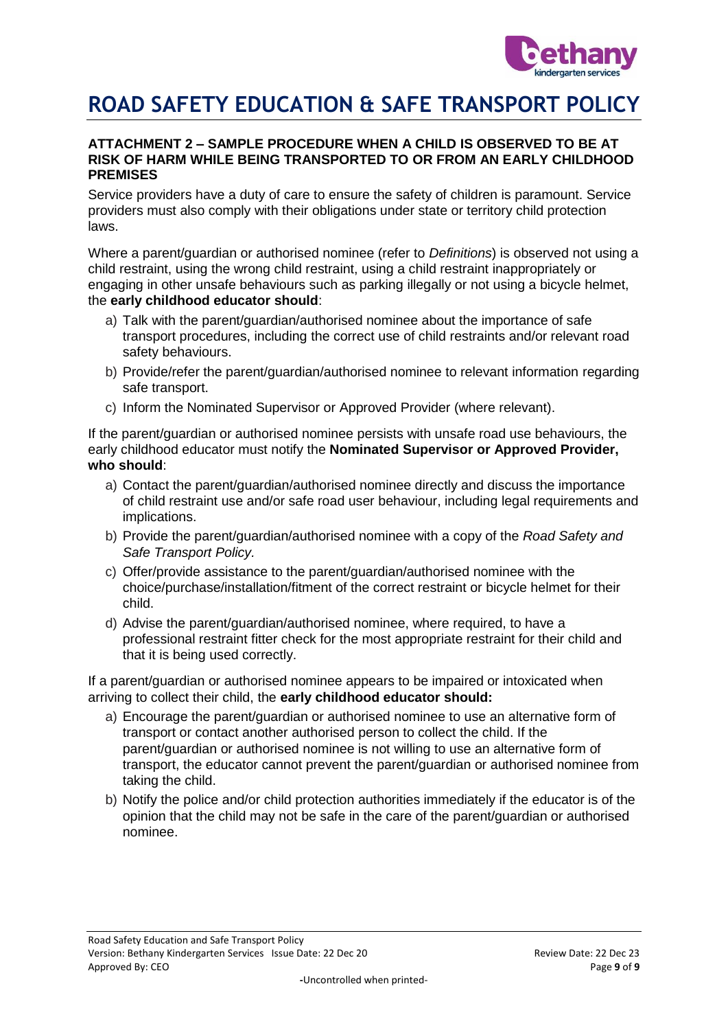# ROAD SAFETY EDUCATION & SAFE TRANSPORT POLICY

**ATTACHMENT 2 – SAMPLE PROCEDURE WHEN A CHILD IS OBSERVED TO BE AT RISK OF HARM WHILE BEING TRANSPORTED TO OR FROM AN EARLY CHILDHOOD PREMISES**

Service providers have a duty of care to ensure the safety of children is paramount. Service providers must also comply with their obligations under state or territory child protection laws.

Where a parent/guardian or authorised nominee (refer to *Definitions*) is observed not using a child restraint, using the wrong child restraint, using a child restraint inappropriately or engaging in other unsafe behaviours such as parking illegally or not using a bicycle helmet, the **early childhood educator should**:

a) Talk with the parent/guardian/authorised nominee about the importance of safe transport procedures, including the correct use of child restraints and/or relevant road safety behaviours.
b) Provide/refer the parent/guardian/authorised nominee to relevant information regarding safe transport.
c) Inform the Nominated Supervisor or Approved Provider (where relevant).

If the parent/guardian or authorised nominee persists with unsafe road use behaviours, the early childhood educator must notify the **Nominated Supervisor or Approved Provider, who should**:

a) Contact the parent/guardian/authorised nominee directly and discuss the importance of child restraint use and/or safe road user behaviour, including legal requirements and implications.
b) Provide the parent/guardian/authorised nominee with a copy of the *Road Safety and Safe Transport Policy.*
c) Offer/provide assistance to the parent/guardian/authorised nominee with the choice/purchase/installation/fitment of the correct restraint or bicycle helmet for their child.
d) Advise the parent/guardian/authorised nominee, where required, to have a professional restraint fitter check for the most appropriate restraint for their child and that it is being used correctly.

If a parent/guardian or authorised nominee appears to be impaired or intoxicated when arriving to collect their child, the **early childhood educator should:**

a) Encourage the parent/guardian or authorised nominee to use an alternative form of transport or contact another authorised person to collect the child. If the parent/guardian or authorised nominee is not willing to use an alternative form of transport, the educator cannot prevent the parent/guardian or authorised nominee from taking the child.
b) Notify the police and/or child protection authorities immediately if the educator is of the opinion that the child may not be safe in the care of the parent/guardian or authorised nominee.